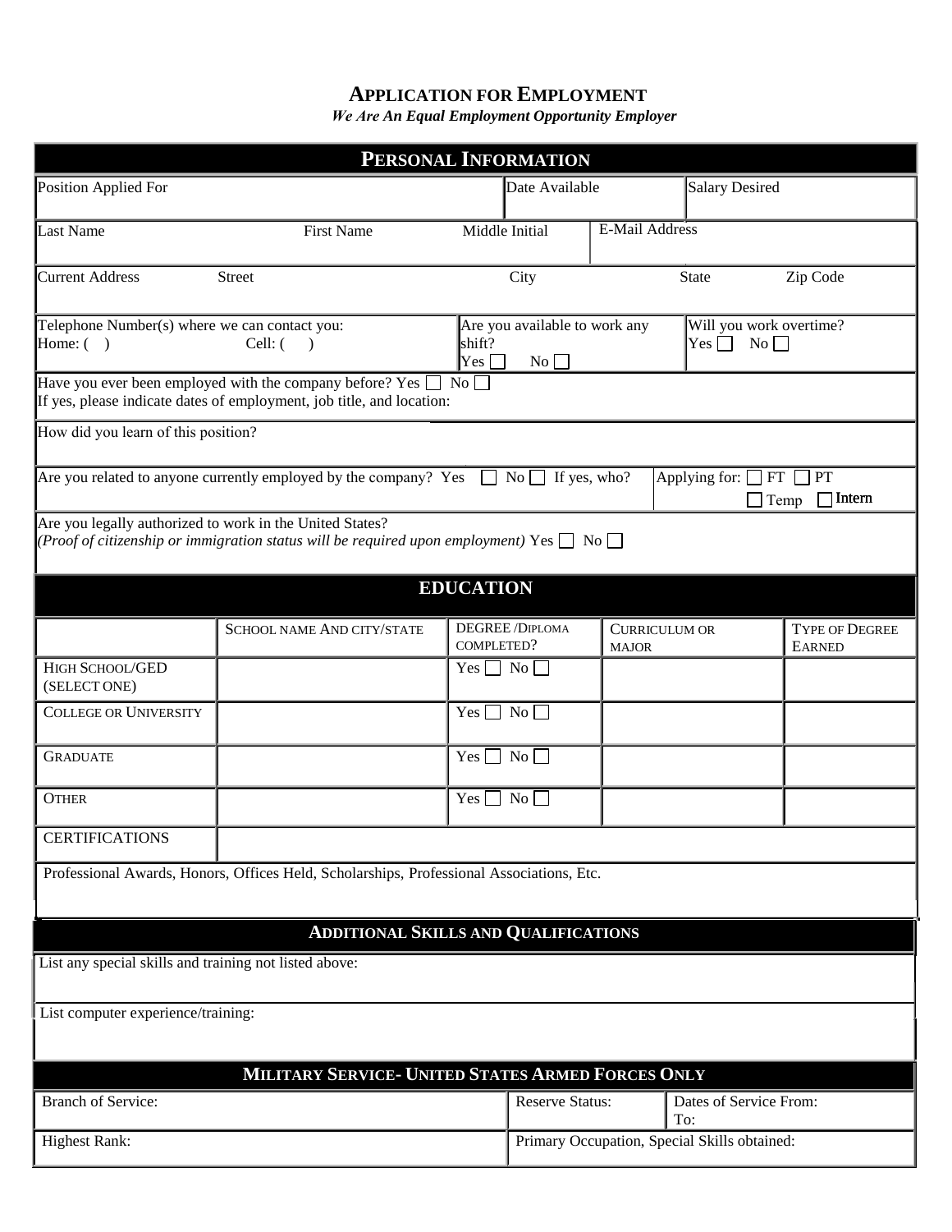# APPLICATION FOR EMPLOYMENT

***We Are An Equal Employment Opportunity Employer***

## PERSONAL INFORMATION

| Position Applied For | Date Available | Salary Desired |
|---|---|---|
| | | |

| Last Name | First Name | Middle Initial | E-Mail Address |
|---|---|---|---|
| | | | |

| Current Address | Street | City | State | Zip Code |
|---|---|---|---|---|
| | | | | |

| Telephone Number(s) where we can contact you: Home: ( ) Cell: ( ) | Are you available to work any shift? Yes ☐ No ☐ | Will you work overtime? Yes ☐ No ☐ |
|---|---|---|

Have you ever been employed with the company before? Yes ☐ No ☐
If yes, please indicate dates of employment, job title, and location:

How did you learn of this position?

Are you related to anyone currently employed by the company? Yes ☐ No ☐ If yes, who?

Applying for: ☐ FT ☐ PT ☐ Temp ☐ Intern

Are you legally authorized to work in the United States?
*(Proof of citizenship or immigration status will be required upon employment)* Yes ☐ No ☐

## EDUCATION

| | SCHOOL NAME AND CITY/STATE | DEGREE /DIPLOMA COMPLETED? | CURRICULUM OR MAJOR | TYPE OF DEGREE EARNED |
|---|---|---|---|---|
| HIGH SCHOOL/GED (SELECT ONE) | | Yes ☐ No ☐ | | |
| COLLEGE OR UNIVERSITY | | Yes ☐ No ☐ | | |
| GRADUATE | | Yes ☐ No ☐ | | |
| OTHER | | Yes ☐ No ☐ | | |
| CERTIFICATIONS | | | | |

Professional Awards, Honors, Offices Held, Scholarships, Professional Associations, Etc.

## ADDITIONAL SKILLS AND QUALIFICATIONS

List any special skills and training not listed above:

List computer experience/training:

## MILITARY SERVICE- UNITED STATES ARMED FORCES ONLY

| Branch of Service: | Reserve Status: | Dates of Service From: To: |
|---|---|---|
| Highest Rank: | Primary Occupation, Special Skills obtained: | |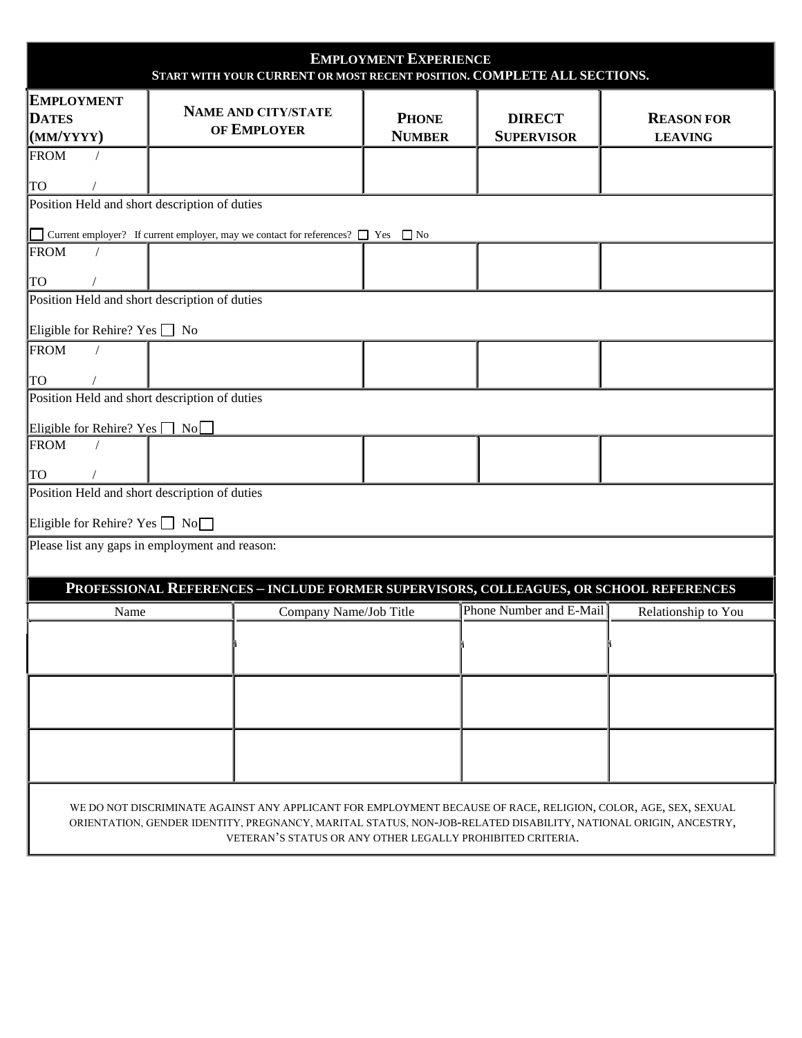## EMPLOYMENT EXPERIENCE

**START WITH YOUR CURRENT OR MOST RECENT POSITION. COMPLETE ALL SECTIONS.**

| EMPLOYMENT DATES (MM/YYYY) | NAME AND CITY/STATE OF EMPLOYER | PHONE NUMBER | DIRECT SUPERVISOR | REASON FOR LEAVING |
|---|---|---|---|---|
| FROM / <br> TO / | | | | |
| Position Held and short description of duties <br> ☐ Current employer? If current employer, may we contact for references? ☐ Yes ☐ No | | | | |
| FROM / <br> TO / | | | | |
| Position Held and short description of duties <br> Eligible for Rehire? Yes ☐ No | | | | |
| FROM / <br> TO / | | | | |
| Position Held and short description of duties <br> Eligible for Rehire? Yes ☐ No ☐ | | | | |
| FROM / <br> TO / | | | | |
| Position Held and short description of duties <br> Eligible for Rehire? Yes ☐ No ☐ | | | | |
| Please list any gaps in employment and reason: | | | | |

## PROFESSIONAL REFERENCES – INCLUDE FORMER SUPERVISORS, COLLEAGUES, OR SCHOOL REFERENCES

| Name | Company Name/Job Title | Phone Number and E-Mail | Relationship to You |
|---|---|---|---|
| | | | |
| | | | |
| | | | |

WE DO NOT DISCRIMINATE AGAINST ANY APPLICANT FOR EMPLOYMENT BECAUSE OF RACE, RELIGION, COLOR, AGE, SEX, SEXUAL ORIENTATION, GENDER IDENTITY, PREGNANCY, MARITAL STATUS, NON-JOB-RELATED DISABILITY, NATIONAL ORIGIN, ANCESTRY, VETERAN'S STATUS OR ANY OTHER LEGALLY PROHIBITED CRITERIA.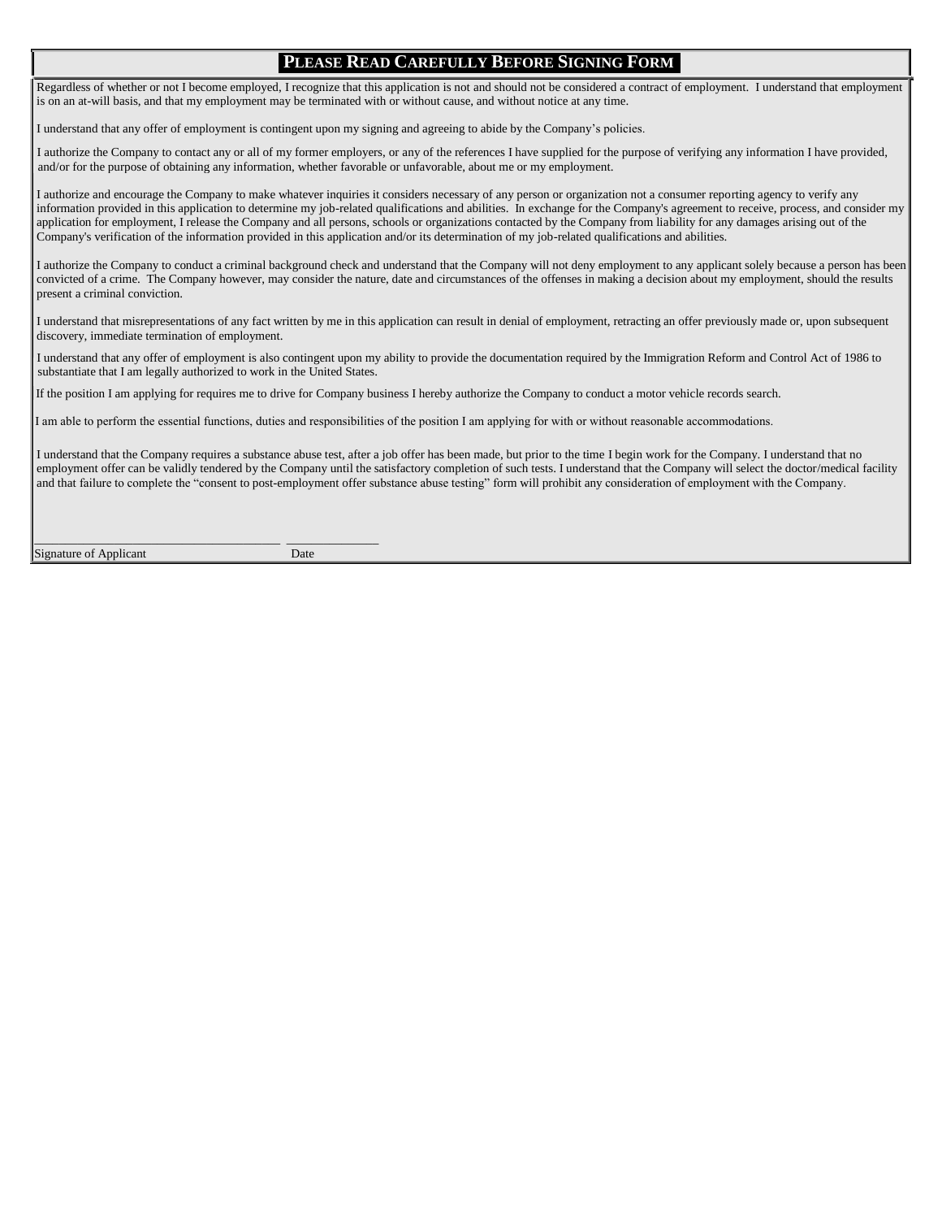## Please Read Carefully Before Signing Form

Regardless of whether or not I become employed, I recognize that this application is not and should not be considered a contract of employment. I understand that employment is on an at-will basis, and that my employment may be terminated with or without cause, and without notice at any time.

I understand that any offer of employment is contingent upon my signing and agreeing to abide by the Company's policies.

I authorize the Company to contact any or all of my former employers, or any of the references I have supplied for the purpose of verifying any information I have provided, and/or for the purpose of obtaining any information, whether favorable or unfavorable, about me or my employment.

I authorize and encourage the Company to make whatever inquiries it considers necessary of any person or organization not a consumer reporting agency to verify any information provided in this application to determine my job-related qualifications and abilities. In exchange for the Company's agreement to receive, process, and consider my application for employment, I release the Company and all persons, schools or organizations contacted by the Company from liability for any damages arising out of the Company's verification of the information provided in this application and/or its determination of my job-related qualifications and abilities.

I authorize the Company to conduct a criminal background check and understand that the Company will not deny employment to any applicant solely because a person has been convicted of a crime. The Company however, may consider the nature, date and circumstances of the offenses in making a decision about my employment, should the results present a criminal conviction.

I understand that misrepresentations of any fact written by me in this application can result in denial of employment, retracting an offer previously made or, upon subsequent discovery, immediate termination of employment.

I understand that any offer of employment is also contingent upon my ability to provide the documentation required by the Immigration Reform and Control Act of 1986 to substantiate that I am legally authorized to work in the United States.

If the position I am applying for requires me to drive for Company business I hereby authorize the Company to conduct a motor vehicle records search.

I am able to perform the essential functions, duties and responsibilities of the position I am applying for with or without reasonable accommodations.

I understand that the Company requires a substance abuse test, after a job offer has been made, but prior to the time I begin work for the Company. I understand that no employment offer can be validly tendered by the Company until the satisfactory completion of such tests. I understand that the Company will select the doctor/medical facility and that failure to complete the "consent to post-employment offer substance abuse testing" form will prohibit any consideration of employment with the Company.

_______________________________________ _______________

Signature of Applicant Date